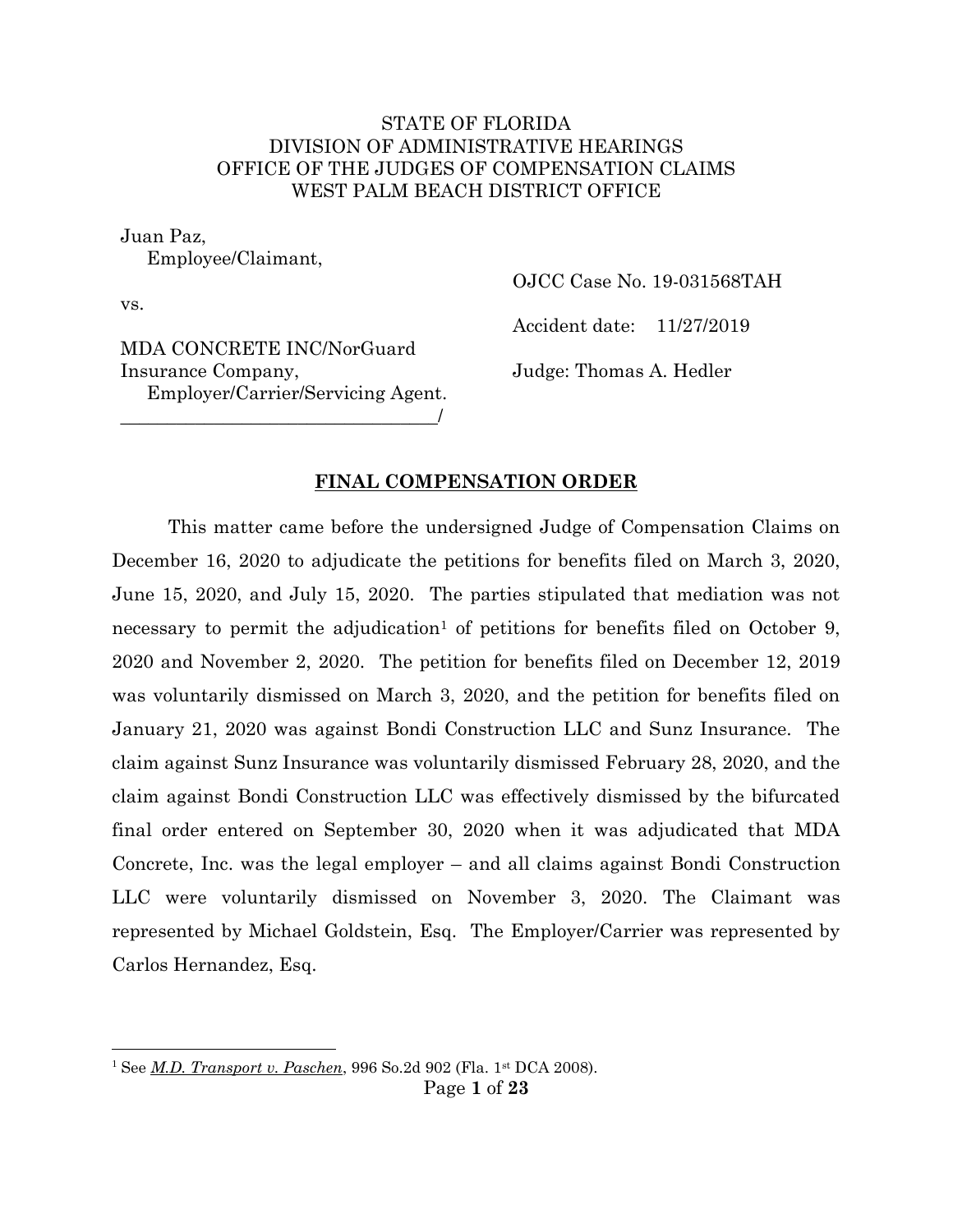STATE OF FLORIDA
DIVISION OF ADMINISTRATIVE HEARINGS
OFFICE OF THE JUDGES OF COMPENSATION CLAIMS
WEST PALM BEACH DISTRICT OFFICE

Juan Paz,
Employee/Claimant,

vs.

MDA CONCRETE INC/NorGuard Insurance Company,
Employer/Carrier/Servicing Agent.
___________________________________/

OJCC Case No. 19-031568TAH

Accident date: 11/27/2019

Judge: Thomas A. Hedler

## FINAL COMPENSATION ORDER

This matter came before the undersigned Judge of Compensation Claims on December 16, 2020 to adjudicate the petitions for benefits filed on March 3, 2020, June 15, 2020, and July 15, 2020. The parties stipulated that mediation was not necessary to permit the adjudication[1] of petitions for benefits filed on October 9, 2020 and November 2, 2020. The petition for benefits filed on December 12, 2019 was voluntarily dismissed on March 3, 2020, and the petition for benefits filed on January 21, 2020 was against Bondi Construction LLC and Sunz Insurance. The claim against Sunz Insurance was voluntarily dismissed February 28, 2020, and the claim against Bondi Construction LLC was effectively dismissed by the bifurcated final order entered on September 30, 2020 when it was adjudicated that MDA Concrete, Inc. was the legal employer – and all claims against Bondi Construction LLC were voluntarily dismissed on November 3, 2020. The Claimant was represented by Michael Goldstein, Esq. The Employer/Carrier was represented by Carlos Hernandez, Esq.

---

[1] See *M.D. Transport v. Paschen*, 996 So.2d 902 (Fla. 1st DCA 2008).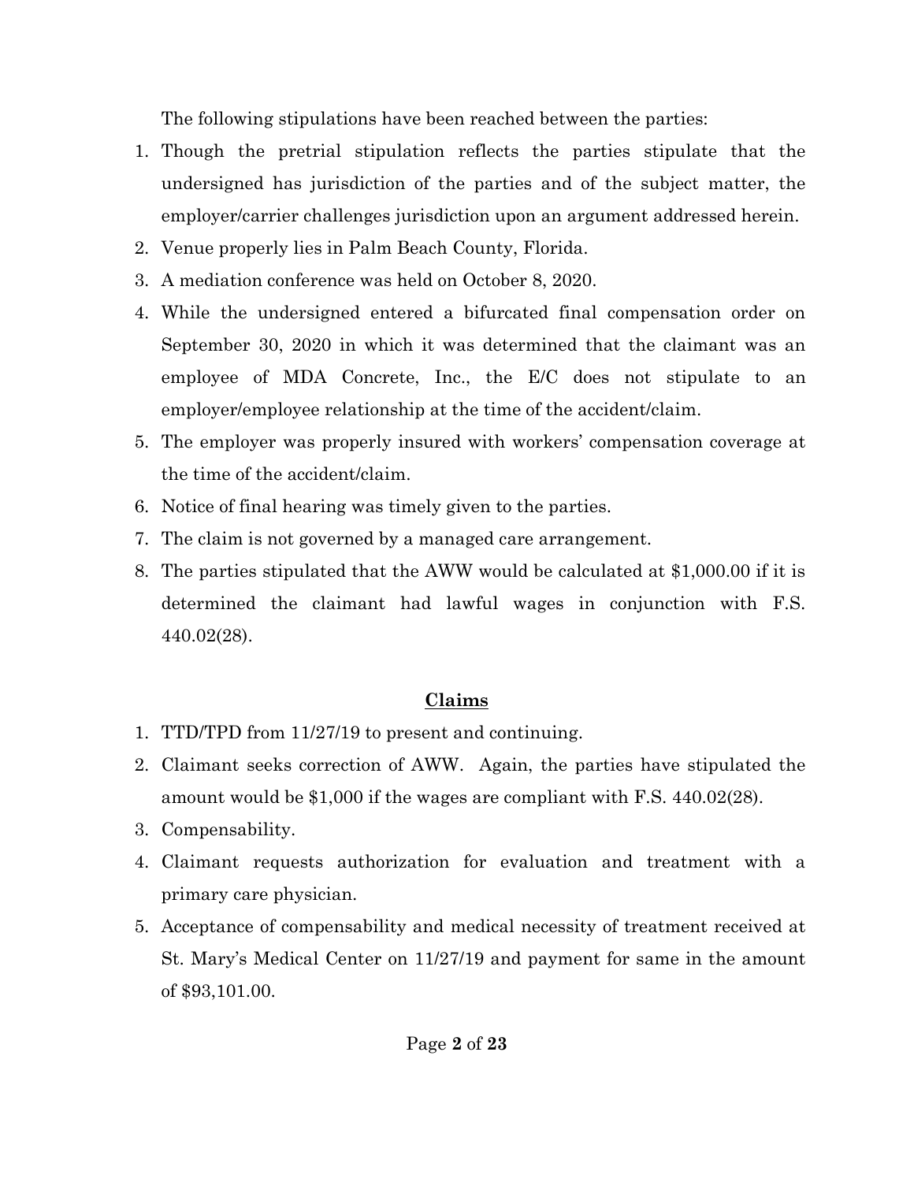The following stipulations have been reached between the parties:

1. Though the pretrial stipulation reflects the parties stipulate that the undersigned has jurisdiction of the parties and of the subject matter, the employer/carrier challenges jurisdiction upon an argument addressed herein.
2. Venue properly lies in Palm Beach County, Florida.
3. A mediation conference was held on October 8, 2020.
4. While the undersigned entered a bifurcated final compensation order on September 30, 2020 in which it was determined that the claimant was an employee of MDA Concrete, Inc., the E/C does not stipulate to an employer/employee relationship at the time of the accident/claim.
5. The employer was properly insured with workers' compensation coverage at the time of the accident/claim.
6. Notice of final hearing was timely given to the parties.
7. The claim is not governed by a managed care arrangement.
8. The parties stipulated that the AWW would be calculated at $1,000.00 if it is determined the claimant had lawful wages in conjunction with F.S. 440.02(28).

## Claims

1. TTD/TPD from 11/27/19 to present and continuing.
2. Claimant seeks correction of AWW. Again, the parties have stipulated the amount would be $1,000 if the wages are compliant with F.S. 440.02(28).
3. Compensability.
4. Claimant requests authorization for evaluation and treatment with a primary care physician.
5. Acceptance of compensability and medical necessity of treatment received at St. Mary's Medical Center on 11/27/19 and payment for same in the amount of $93,101.00.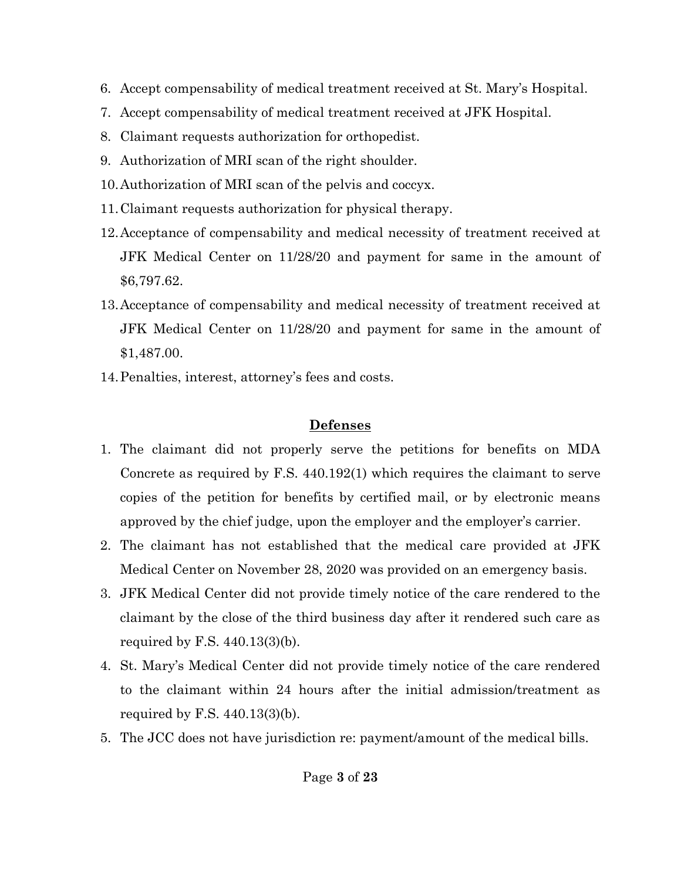6. Accept compensability of medical treatment received at St. Mary's Hospital.
7. Accept compensability of medical treatment received at JFK Hospital.
8. Claimant requests authorization for orthopedist.
9. Authorization of MRI scan of the right shoulder.
10. Authorization of MRI scan of the pelvis and coccyx.
11. Claimant requests authorization for physical therapy.
12. Acceptance of compensability and medical necessity of treatment received at JFK Medical Center on 11/28/20 and payment for same in the amount of $6,797.62.
13. Acceptance of compensability and medical necessity of treatment received at JFK Medical Center on 11/28/20 and payment for same in the amount of $1,487.00.
14. Penalties, interest, attorney's fees and costs.

## **Defenses**

1. The claimant did not properly serve the petitions for benefits on MDA Concrete as required by F.S. 440.192(1) which requires the claimant to serve copies of the petition for benefits by certified mail, or by electronic means approved by the chief judge, upon the employer and the employer's carrier.
2. The claimant has not established that the medical care provided at JFK Medical Center on November 28, 2020 was provided on an emergency basis.
3. JFK Medical Center did not provide timely notice of the care rendered to the claimant by the close of the third business day after it rendered such care as required by F.S. 440.13(3)(b).
4. St. Mary's Medical Center did not provide timely notice of the care rendered to the claimant within 24 hours after the initial admission/treatment as required by F.S. 440.13(3)(b).
5. The JCC does not have jurisdiction re: payment/amount of the medical bills.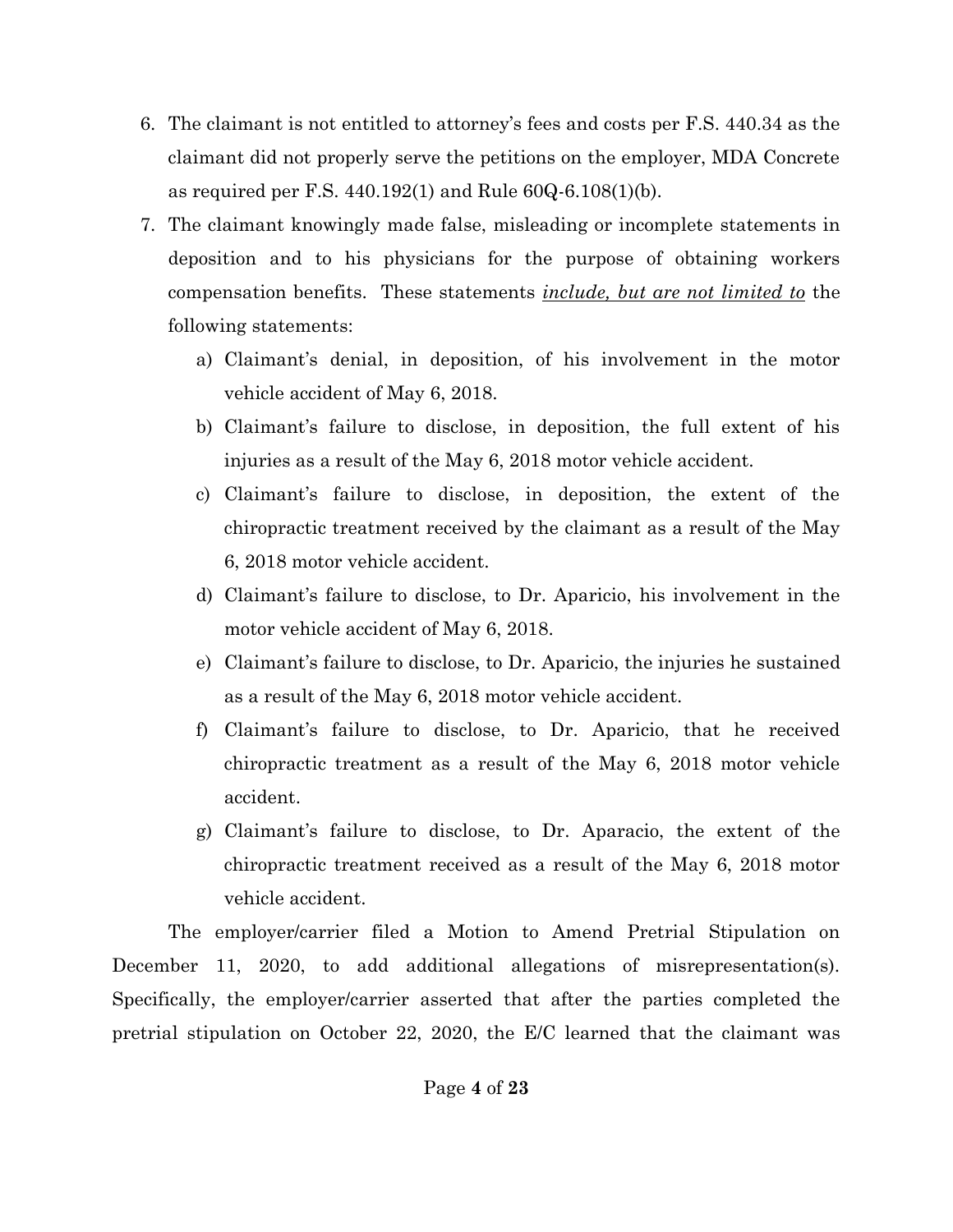6. The claimant is not entitled to attorney's fees and costs per F.S. 440.34 as the claimant did not properly serve the petitions on the employer, MDA Concrete as required per F.S. 440.192(1) and Rule 60Q-6.108(1)(b).
7. The claimant knowingly made false, misleading or incomplete statements in deposition and to his physicians for the purpose of obtaining workers compensation benefits. These statements ***include, but are not limited to*** the following statements:
   a) Claimant's denial, in deposition, of his involvement in the motor vehicle accident of May 6, 2018.
   b) Claimant's failure to disclose, in deposition, the full extent of his injuries as a result of the May 6, 2018 motor vehicle accident.
   c) Claimant's failure to disclose, in deposition, the extent of the chiropractic treatment received by the claimant as a result of the May 6, 2018 motor vehicle accident.
   d) Claimant's failure to disclose, to Dr. Aparicio, his involvement in the motor vehicle accident of May 6, 2018.
   e) Claimant's failure to disclose, to Dr. Aparicio, the injuries he sustained as a result of the May 6, 2018 motor vehicle accident.
   f) Claimant's failure to disclose, to Dr. Aparicio, that he received chiropractic treatment as a result of the May 6, 2018 motor vehicle accident.
   g) Claimant's failure to disclose, to Dr. Aparacio, the extent of the chiropractic treatment received as a result of the May 6, 2018 motor vehicle accident.

The employer/carrier filed a Motion to Amend Pretrial Stipulation on December 11, 2020, to add additional allegations of misrepresentation(s). Specifically, the employer/carrier asserted that after the parties completed the pretrial stipulation on October 22, 2020, the E/C learned that the claimant was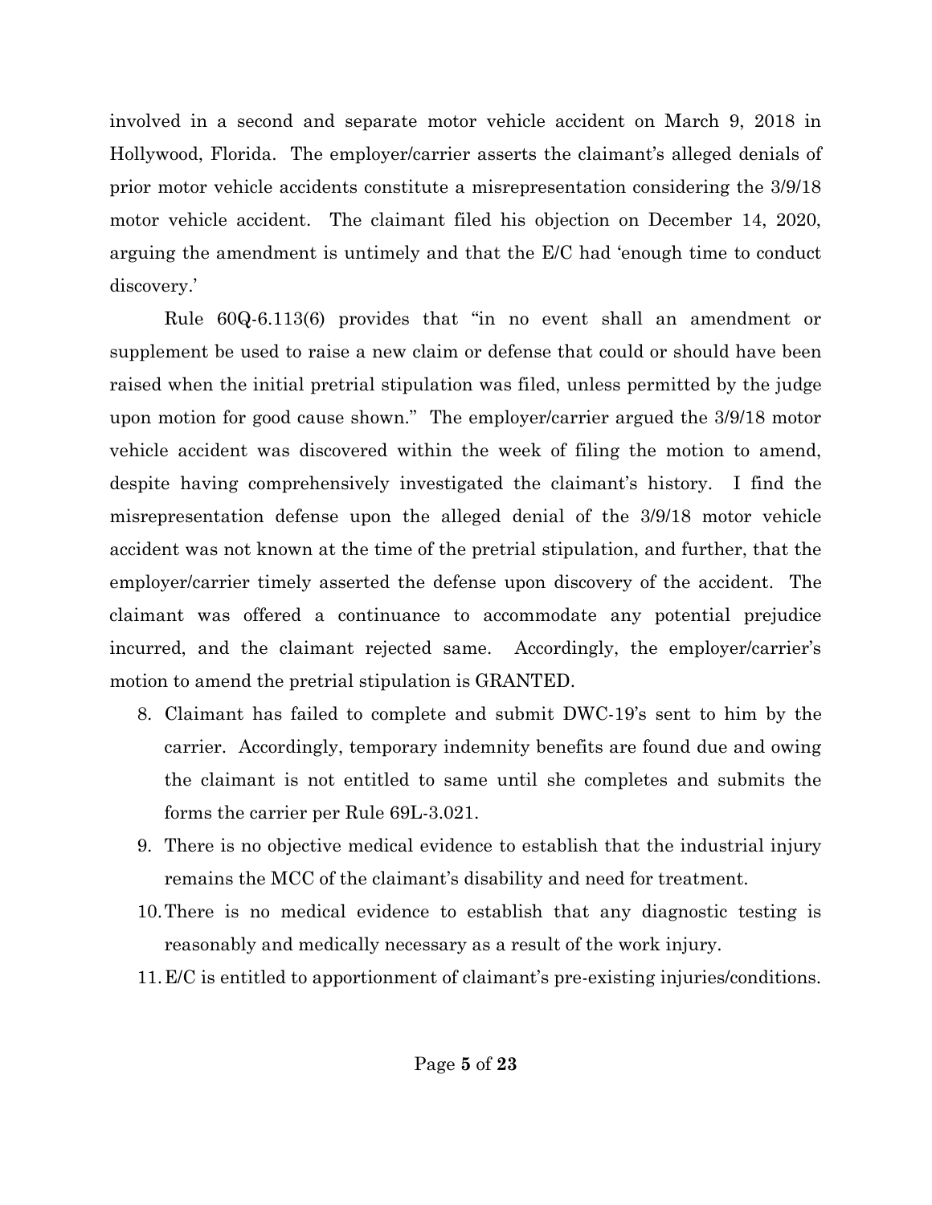involved in a second and separate motor vehicle accident on March 9, 2018 in Hollywood, Florida. The employer/carrier asserts the claimant's alleged denials of prior motor vehicle accidents constitute a misrepresentation considering the 3/9/18 motor vehicle accident. The claimant filed his objection on December 14, 2020, arguing the amendment is untimely and that the E/C had 'enough time to conduct discovery.'

Rule 60Q-6.113(6) provides that "in no event shall an amendment or supplement be used to raise a new claim or defense that could or should have been raised when the initial pretrial stipulation was filed, unless permitted by the judge upon motion for good cause shown." The employer/carrier argued the 3/9/18 motor vehicle accident was discovered within the week of filing the motion to amend, despite having comprehensively investigated the claimant's history. I find the misrepresentation defense upon the alleged denial of the 3/9/18 motor vehicle accident was not known at the time of the pretrial stipulation, and further, that the employer/carrier timely asserted the defense upon discovery of the accident. The claimant was offered a continuance to accommodate any potential prejudice incurred, and the claimant rejected same. Accordingly, the employer/carrier's motion to amend the pretrial stipulation is GRANTED.

8. Claimant has failed to complete and submit DWC-19's sent to him by the carrier. Accordingly, temporary indemnity benefits are found due and owing the claimant is not entitled to same until she completes and submits the forms the carrier per Rule 69L-3.021.
9. There is no objective medical evidence to establish that the industrial injury remains the MCC of the claimant's disability and need for treatment.
10. There is no medical evidence to establish that any diagnostic testing is reasonably and medically necessary as a result of the work injury.
11. E/C is entitled to apportionment of claimant's pre-existing injuries/conditions.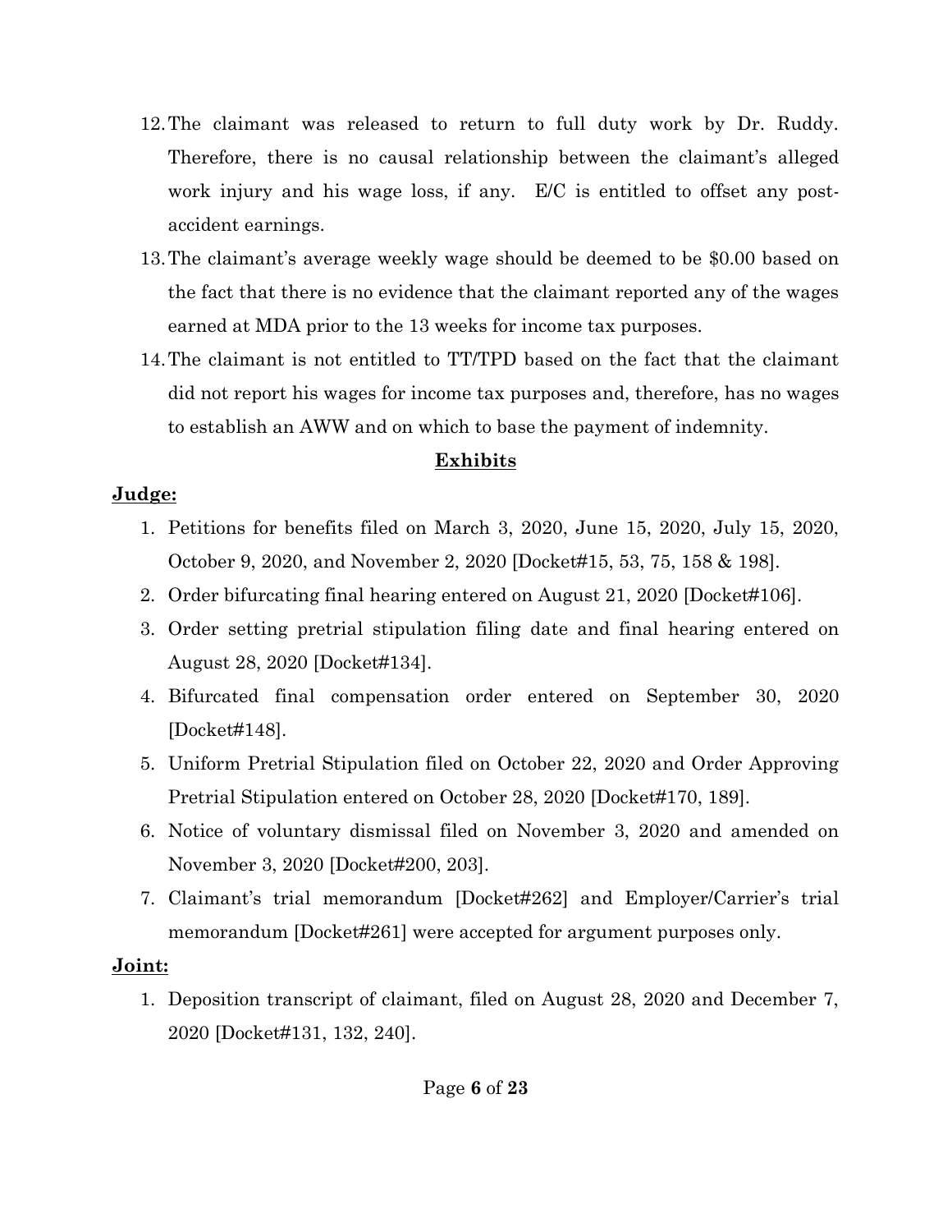12. The claimant was released to return to full duty work by Dr. Ruddy. Therefore, there is no causal relationship between the claimant's alleged work injury and his wage loss, if any. E/C is entitled to offset any post-accident earnings.
13. The claimant's average weekly wage should be deemed to be $0.00 based on the fact that there is no evidence that the claimant reported any of the wages earned at MDA prior to the 13 weeks for income tax purposes.
14. The claimant is not entitled to TT/TPD based on the fact that the claimant did not report his wages for income tax purposes and, therefore, has no wages to establish an AWW and on which to base the payment of indemnity.

## Exhibits

**Judge:**

1. Petitions for benefits filed on March 3, 2020, June 15, 2020, July 15, 2020, October 9, 2020, and November 2, 2020 [Docket#15, 53, 75, 158 & 198].
2. Order bifurcating final hearing entered on August 21, 2020 [Docket#106].
3. Order setting pretrial stipulation filing date and final hearing entered on August 28, 2020 [Docket#134].
4. Bifurcated final compensation order entered on September 30, 2020 [Docket#148].
5. Uniform Pretrial Stipulation filed on October 22, 2020 and Order Approving Pretrial Stipulation entered on October 28, 2020 [Docket#170, 189].
6. Notice of voluntary dismissal filed on November 3, 2020 and amended on November 3, 2020 [Docket#200, 203].
7. Claimant's trial memorandum [Docket#262] and Employer/Carrier's trial memorandum [Docket#261] were accepted for argument purposes only.

**Joint:**

1. Deposition transcript of claimant, filed on August 28, 2020 and December 7, 2020 [Docket#131, 132, 240].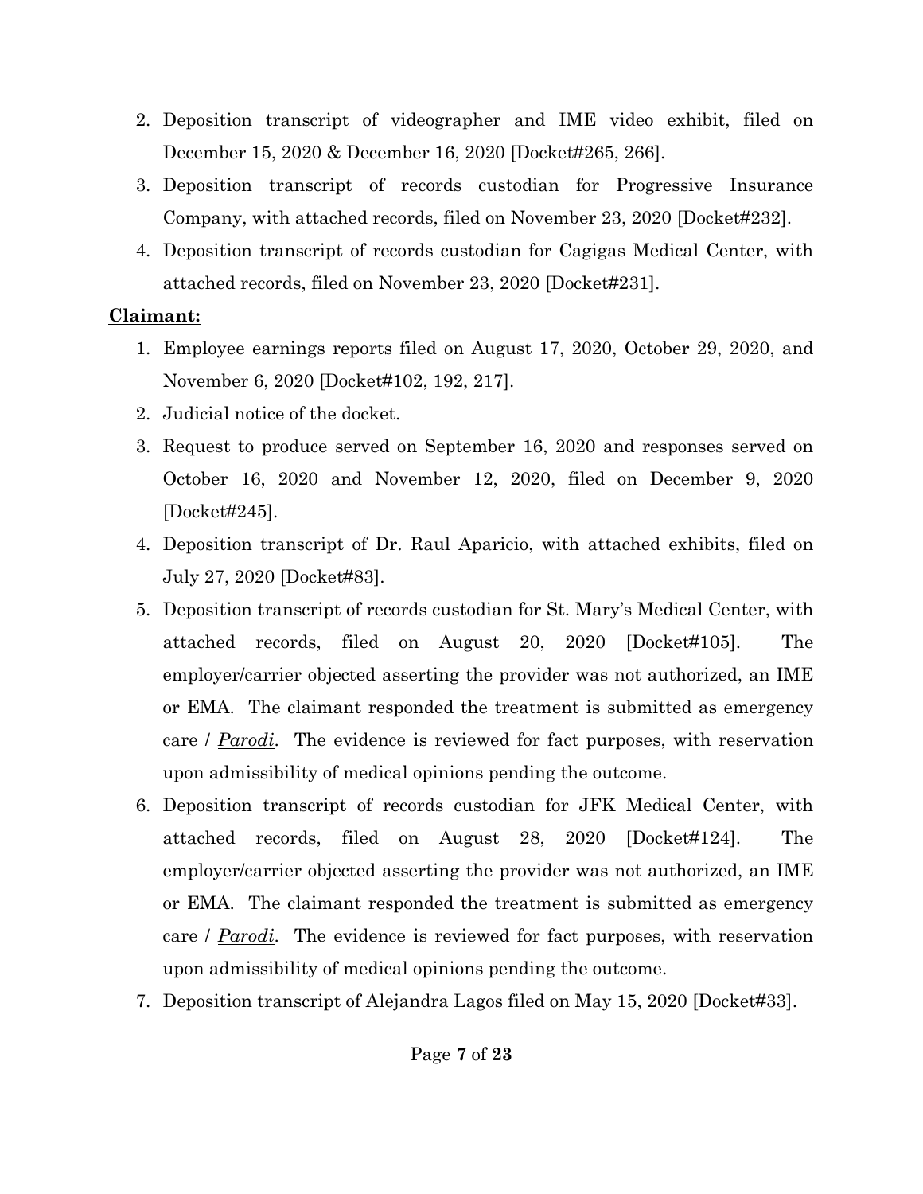2. Deposition transcript of videographer and IME video exhibit, filed on December 15, 2020 & December 16, 2020 [Docket#265, 266].
3. Deposition transcript of records custodian for Progressive Insurance Company, with attached records, filed on November 23, 2020 [Docket#232].
4. Deposition transcript of records custodian for Cagigas Medical Center, with attached records, filed on November 23, 2020 [Docket#231].

**Claimant:**

1. Employee earnings reports filed on August 17, 2020, October 29, 2020, and November 6, 2020 [Docket#102, 192, 217].
2. Judicial notice of the docket.
3. Request to produce served on September 16, 2020 and responses served on October 16, 2020 and November 12, 2020, filed on December 9, 2020 [Docket#245].
4. Deposition transcript of Dr. Raul Aparicio, with attached exhibits, filed on July 27, 2020 [Docket#83].
5. Deposition transcript of records custodian for St. Mary's Medical Center, with attached records, filed on August 20, 2020 [Docket#105]. The employer/carrier objected asserting the provider was not authorized, an IME or EMA. The claimant responded the treatment is submitted as emergency care / *Parodi*. The evidence is reviewed for fact purposes, with reservation upon admissibility of medical opinions pending the outcome.
6. Deposition transcript of records custodian for JFK Medical Center, with attached records, filed on August 28, 2020 [Docket#124]. The employer/carrier objected asserting the provider was not authorized, an IME or EMA. The claimant responded the treatment is submitted as emergency care / *Parodi*. The evidence is reviewed for fact purposes, with reservation upon admissibility of medical opinions pending the outcome.
7. Deposition transcript of Alejandra Lagos filed on May 15, 2020 [Docket#33].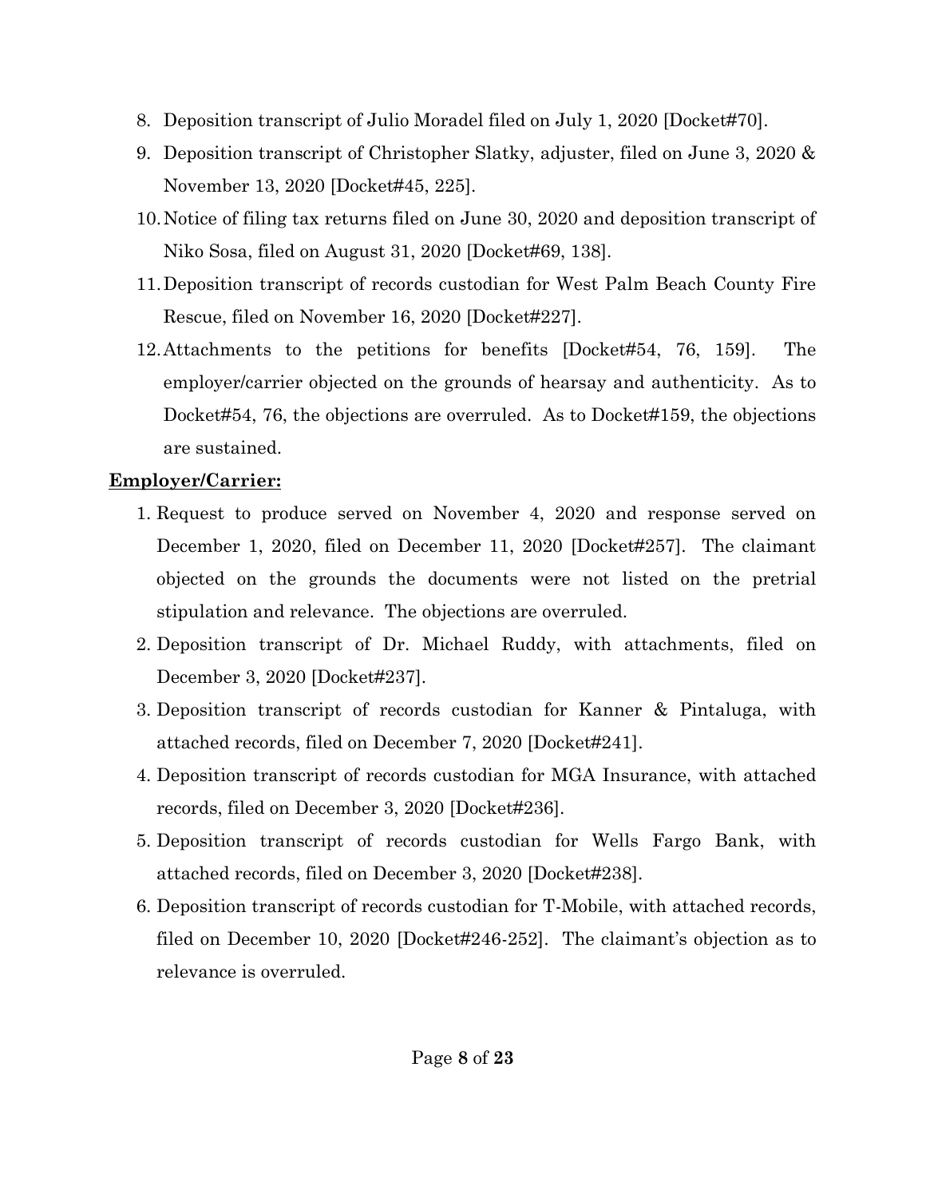8. Deposition transcript of Julio Moradel filed on July 1, 2020 [Docket#70].
9. Deposition transcript of Christopher Slatky, adjuster, filed on June 3, 2020 & November 13, 2020 [Docket#45, 225].
10. Notice of filing tax returns filed on June 30, 2020 and deposition transcript of Niko Sosa, filed on August 31, 2020 [Docket#69, 138].
11. Deposition transcript of records custodian for West Palm Beach County Fire Rescue, filed on November 16, 2020 [Docket#227].
12. Attachments to the petitions for benefits [Docket#54, 76, 159]. The employer/carrier objected on the grounds of hearsay and authenticity. As to Docket#54, 76, the objections are overruled. As to Docket#159, the objections are sustained.

**Employer/Carrier:**

1. Request to produce served on November 4, 2020 and response served on December 1, 2020, filed on December 11, 2020 [Docket#257]. The claimant objected on the grounds the documents were not listed on the pretrial stipulation and relevance. The objections are overruled.
2. Deposition transcript of Dr. Michael Ruddy, with attachments, filed on December 3, 2020 [Docket#237].
3. Deposition transcript of records custodian for Kanner & Pintaluga, with attached records, filed on December 7, 2020 [Docket#241].
4. Deposition transcript of records custodian for MGA Insurance, with attached records, filed on December 3, 2020 [Docket#236].
5. Deposition transcript of records custodian for Wells Fargo Bank, with attached records, filed on December 3, 2020 [Docket#238].
6. Deposition transcript of records custodian for T-Mobile, with attached records, filed on December 10, 2020 [Docket#246-252]. The claimant's objection as to relevance is overruled.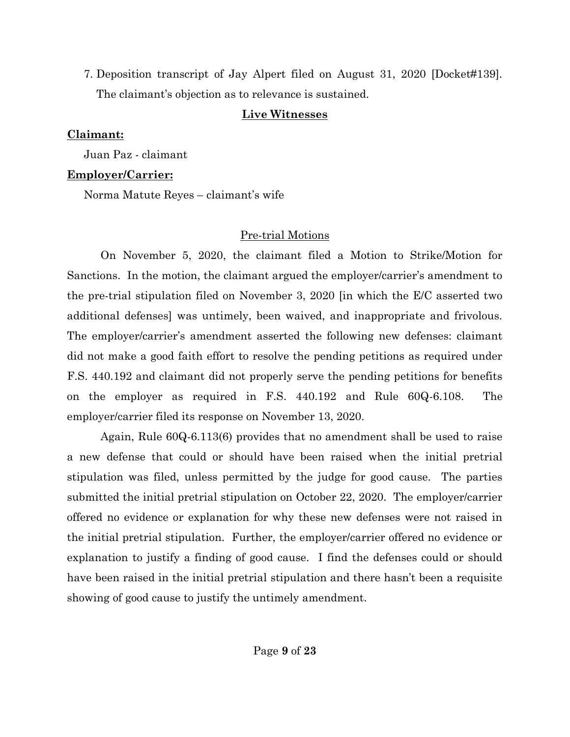7. Deposition transcript of Jay Alpert filed on August 31, 2020 [Docket#139]. The claimant's objection as to relevance is sustained.

## Live Witnesses

**Claimant:**

Juan Paz - claimant

**Employer/Carrier:**

Norma Matute Reyes – claimant's wife

### Pre-trial Motions

On November 5, 2020, the claimant filed a Motion to Strike/Motion for Sanctions. In the motion, the claimant argued the employer/carrier's amendment to the pre-trial stipulation filed on November 3, 2020 [in which the E/C asserted two additional defenses] was untimely, been waived, and inappropriate and frivolous. The employer/carrier's amendment asserted the following new defenses: claimant did not make a good faith effort to resolve the pending petitions as required under F.S. 440.192 and claimant did not properly serve the pending petitions for benefits on the employer as required in F.S. 440.192 and Rule 60Q-6.108. The employer/carrier filed its response on November 13, 2020.

Again, Rule 60Q-6.113(6) provides that no amendment shall be used to raise a new defense that could or should have been raised when the initial pretrial stipulation was filed, unless permitted by the judge for good cause. The parties submitted the initial pretrial stipulation on October 22, 2020. The employer/carrier offered no evidence or explanation for why these new defenses were not raised in the initial pretrial stipulation. Further, the employer/carrier offered no evidence or explanation to justify a finding of good cause. I find the defenses could or should have been raised in the initial pretrial stipulation and there hasn't been a requisite showing of good cause to justify the untimely amendment.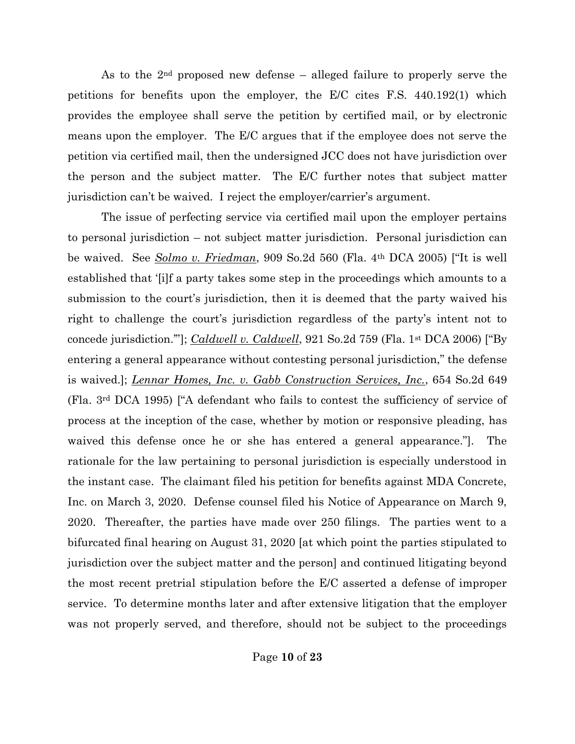As to the 2nd proposed new defense – alleged failure to properly serve the petitions for benefits upon the employer, the E/C cites F.S. 440.192(1) which provides the employee shall serve the petition by certified mail, or by electronic means upon the employer. The E/C argues that if the employee does not serve the petition via certified mail, then the undersigned JCC does not have jurisdiction over the person and the subject matter. The E/C further notes that subject matter jurisdiction can't be waived. I reject the employer/carrier's argument.

The issue of perfecting service via certified mail upon the employer pertains to personal jurisdiction – not subject matter jurisdiction. Personal jurisdiction can be waived. See ***Solmo v. Friedman***, 909 So.2d 560 (Fla. 4th DCA 2005) ["It is well established that '[i]f a party takes some step in the proceedings which amounts to a submission to the court's jurisdiction, then it is deemed that the party waived his right to challenge the court's jurisdiction regardless of the party's intent not to concede jurisdiction.'"]; ***Caldwell v. Caldwell***, 921 So.2d 759 (Fla. 1st DCA 2006) ["By entering a general appearance without contesting personal jurisdiction," the defense is waived.]; ***Lennar Homes, Inc. v. Gabb Construction Services, Inc.***, 654 So.2d 649 (Fla. 3rd DCA 1995) ["A defendant who fails to contest the sufficiency of service of process at the inception of the case, whether by motion or responsive pleading, has waived this defense once he or she has entered a general appearance."]. The rationale for the law pertaining to personal jurisdiction is especially understood in the instant case. The claimant filed his petition for benefits against MDA Concrete, Inc. on March 3, 2020. Defense counsel filed his Notice of Appearance on March 9, 2020. Thereafter, the parties have made over 250 filings. The parties went to a bifurcated final hearing on August 31, 2020 [at which point the parties stipulated to jurisdiction over the subject matter and the person] and continued litigating beyond the most recent pretrial stipulation before the E/C asserted a defense of improper service. To determine months later and after extensive litigation that the employer was not properly served, and therefore, should not be subject to the proceedings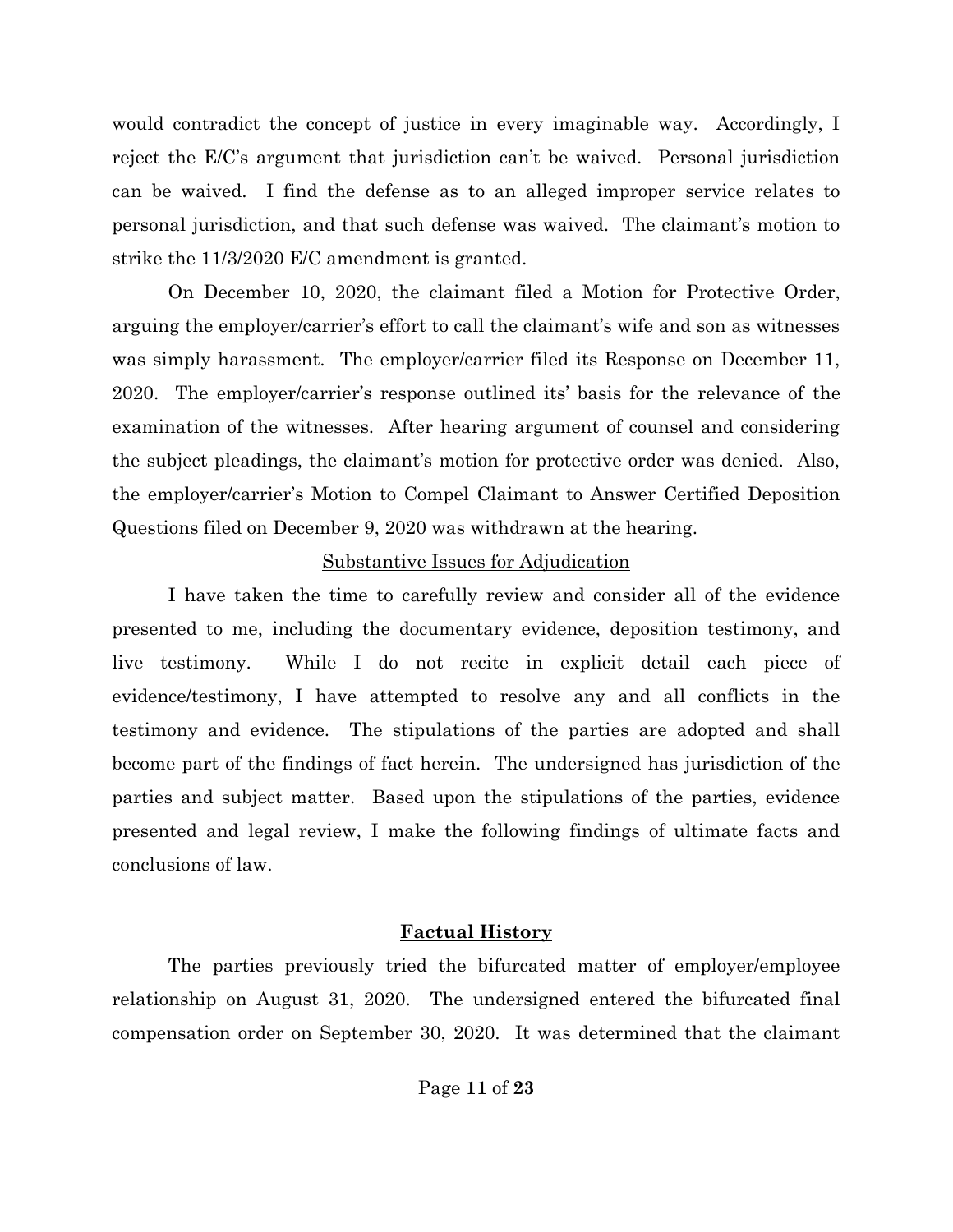would contradict the concept of justice in every imaginable way. Accordingly, I reject the E/C's argument that jurisdiction can't be waived. Personal jurisdiction can be waived. I find the defense as to an alleged improper service relates to personal jurisdiction, and that such defense was waived. The claimant's motion to strike the 11/3/2020 E/C amendment is granted.

On December 10, 2020, the claimant filed a Motion for Protective Order, arguing the employer/carrier's effort to call the claimant's wife and son as witnesses was simply harassment. The employer/carrier filed its Response on December 11, 2020. The employer/carrier's response outlined its' basis for the relevance of the examination of the witnesses. After hearing argument of counsel and considering the subject pleadings, the claimant's motion for protective order was denied. Also, the employer/carrier's Motion to Compel Claimant to Answer Certified Deposition Questions filed on December 9, 2020 was withdrawn at the hearing.

<u>Substantive Issues for Adjudication</u>

I have taken the time to carefully review and consider all of the evidence presented to me, including the documentary evidence, deposition testimony, and live testimony. While I do not recite in explicit detail each piece of evidence/testimony, I have attempted to resolve any and all conflicts in the testimony and evidence. The stipulations of the parties are adopted and shall become part of the findings of fact herein. The undersigned has jurisdiction of the parties and subject matter. Based upon the stipulations of the parties, evidence presented and legal review, I make the following findings of ultimate facts and conclusions of law.

## Factual History

The parties previously tried the bifurcated matter of employer/employee relationship on August 31, 2020. The undersigned entered the bifurcated final compensation order on September 30, 2020. It was determined that the claimant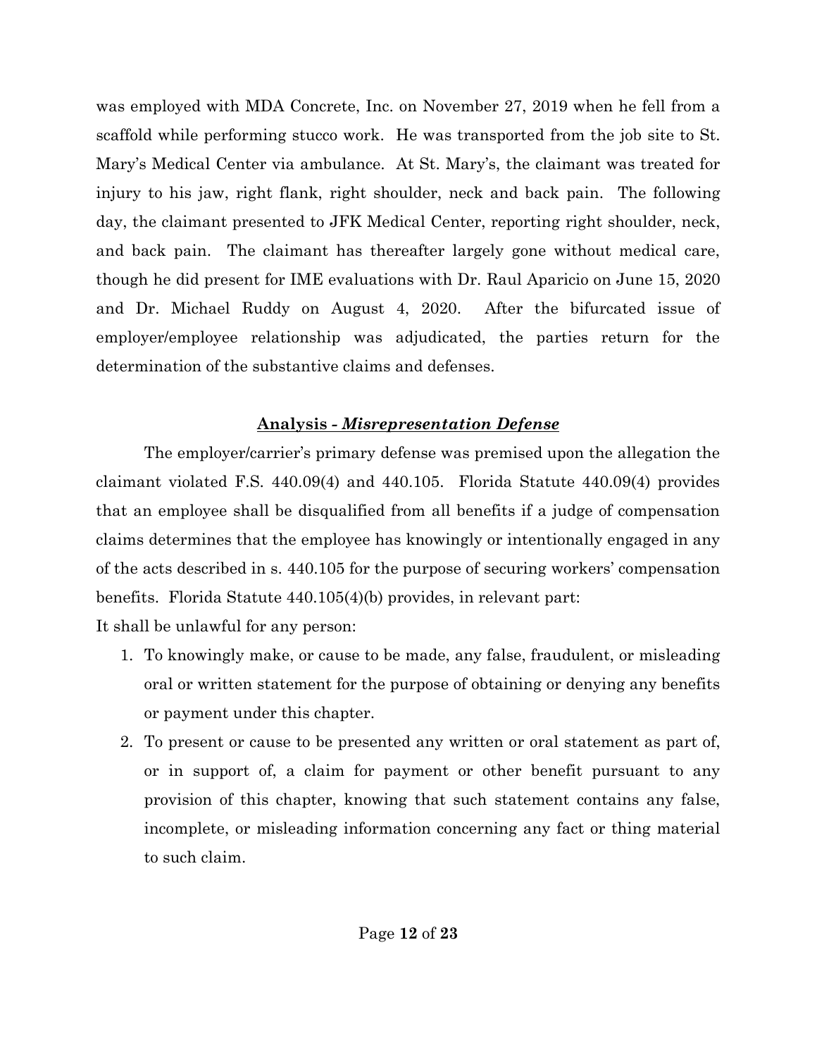was employed with MDA Concrete, Inc. on November 27, 2019 when he fell from a scaffold while performing stucco work. He was transported from the job site to St. Mary's Medical Center via ambulance. At St. Mary's, the claimant was treated for injury to his jaw, right flank, right shoulder, neck and back pain. The following day, the claimant presented to JFK Medical Center, reporting right shoulder, neck, and back pain. The claimant has thereafter largely gone without medical care, though he did present for IME evaluations with Dr. Raul Aparicio on June 15, 2020 and Dr. Michael Ruddy on August 4, 2020. After the bifurcated issue of employer/employee relationship was adjudicated, the parties return for the determination of the substantive claims and defenses.

## **Analysis - *Misrepresentation Defense***

The employer/carrier's primary defense was premised upon the allegation the claimant violated F.S. 440.09(4) and 440.105. Florida Statute 440.09(4) provides that an employee shall be disqualified from all benefits if a judge of compensation claims determines that the employee has knowingly or intentionally engaged in any of the acts described in s. 440.105 for the purpose of securing workers' compensation benefits. Florida Statute 440.105(4)(b) provides, in relevant part:

It shall be unlawful for any person:

1. To knowingly make, or cause to be made, any false, fraudulent, or misleading oral or written statement for the purpose of obtaining or denying any benefits or payment under this chapter.
2. To present or cause to be presented any written or oral statement as part of, or in support of, a claim for payment or other benefit pursuant to any provision of this chapter, knowing that such statement contains any false, incomplete, or misleading information concerning any fact or thing material to such claim.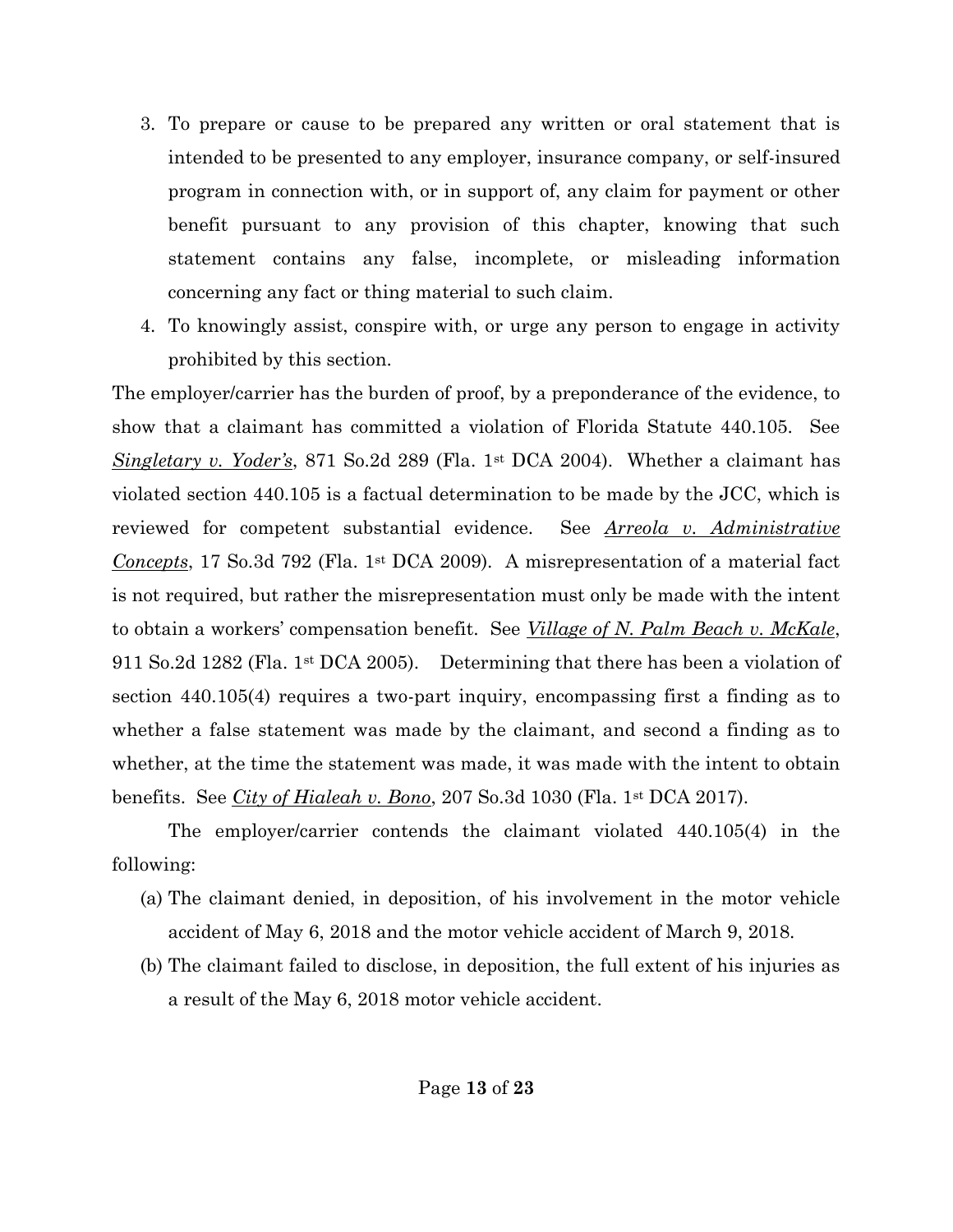3. To prepare or cause to be prepared any written or oral statement that is intended to be presented to any employer, insurance company, or self-insured program in connection with, or in support of, any claim for payment or other benefit pursuant to any provision of this chapter, knowing that such statement contains any false, incomplete, or misleading information concerning any fact or thing material to such claim.
4. To knowingly assist, conspire with, or urge any person to engage in activity prohibited by this section.

The employer/carrier has the burden of proof, by a preponderance of the evidence, to show that a claimant has committed a violation of Florida Statute 440.105. See *Singletary v. Yoder's*, 871 So.2d 289 (Fla. 1st DCA 2004). Whether a claimant has violated section 440.105 is a factual determination to be made by the JCC, which is reviewed for competent substantial evidence. See *Arreola v. Administrative Concepts*, 17 So.3d 792 (Fla. 1st DCA 2009). A misrepresentation of a material fact is not required, but rather the misrepresentation must only be made with the intent to obtain a workers' compensation benefit. See *Village of N. Palm Beach v. McKale*, 911 So.2d 1282 (Fla. 1st DCA 2005). Determining that there has been a violation of section 440.105(4) requires a two-part inquiry, encompassing first a finding as to whether a false statement was made by the claimant, and second a finding as to whether, at the time the statement was made, it was made with the intent to obtain benefits. See *City of Hialeah v. Bono*, 207 So.3d 1030 (Fla. 1st DCA 2017).

The employer/carrier contends the claimant violated 440.105(4) in the following:

(a) The claimant denied, in deposition, of his involvement in the motor vehicle accident of May 6, 2018 and the motor vehicle accident of March 9, 2018.

(b) The claimant failed to disclose, in deposition, the full extent of his injuries as a result of the May 6, 2018 motor vehicle accident.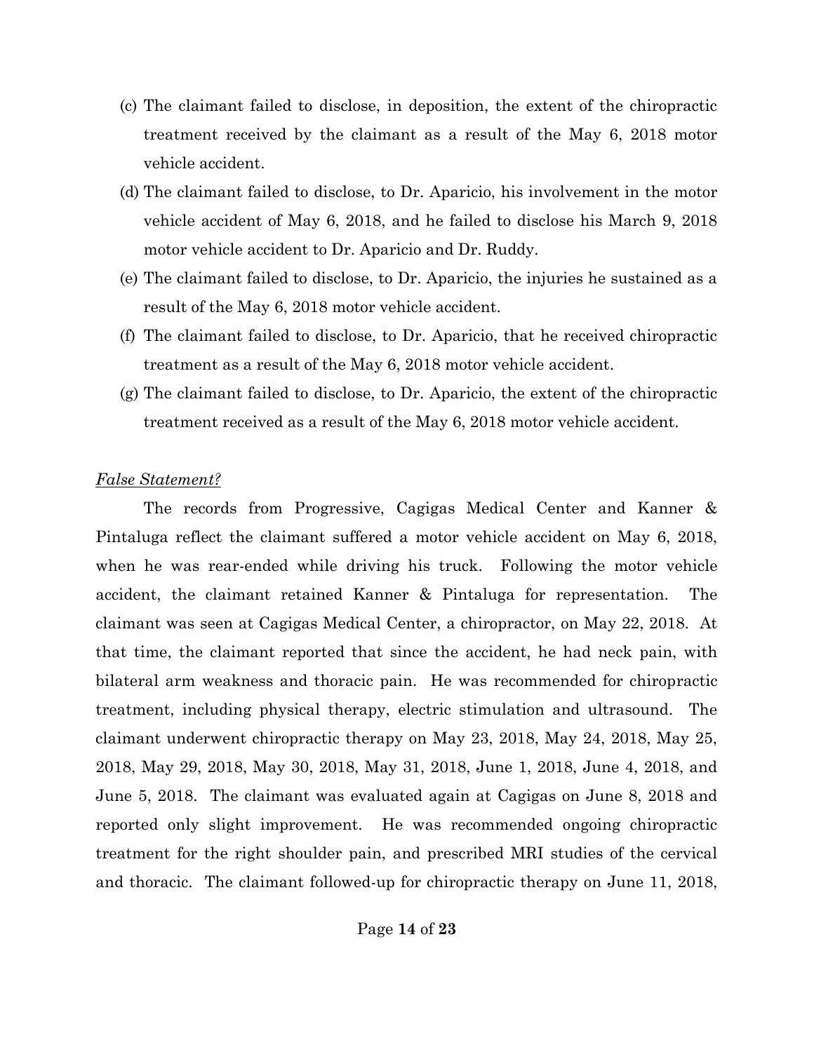(c) The claimant failed to disclose, in deposition, the extent of the chiropractic treatment received by the claimant as a result of the May 6, 2018 motor vehicle accident.

(d) The claimant failed to disclose, to Dr. Aparicio, his involvement in the motor vehicle accident of May 6, 2018, and he failed to disclose his March 9, 2018 motor vehicle accident to Dr. Aparicio and Dr. Ruddy.

(e) The claimant failed to disclose, to Dr. Aparicio, the injuries he sustained as a result of the May 6, 2018 motor vehicle accident.

(f) The claimant failed to disclose, to Dr. Aparicio, that he received chiropractic treatment as a result of the May 6, 2018 motor vehicle accident.

(g) The claimant failed to disclose, to Dr. Aparicio, the extent of the chiropractic treatment received as a result of the May 6, 2018 motor vehicle accident.

*False Statement?*

The records from Progressive, Cagigas Medical Center and Kanner & Pintaluga reflect the claimant suffered a motor vehicle accident on May 6, 2018, when he was rear-ended while driving his truck. Following the motor vehicle accident, the claimant retained Kanner & Pintaluga for representation. The claimant was seen at Cagigas Medical Center, a chiropractor, on May 22, 2018. At that time, the claimant reported that since the accident, he had neck pain, with bilateral arm weakness and thoracic pain. He was recommended for chiropractic treatment, including physical therapy, electric stimulation and ultrasound. The claimant underwent chiropractic therapy on May 23, 2018, May 24, 2018, May 25, 2018, May 29, 2018, May 30, 2018, May 31, 2018, June 1, 2018, June 4, 2018, and June 5, 2018. The claimant was evaluated again at Cagigas on June 8, 2018 and reported only slight improvement. He was recommended ongoing chiropractic treatment for the right shoulder pain, and prescribed MRI studies of the cervical and thoracic. The claimant followed-up for chiropractic therapy on June 11, 2018,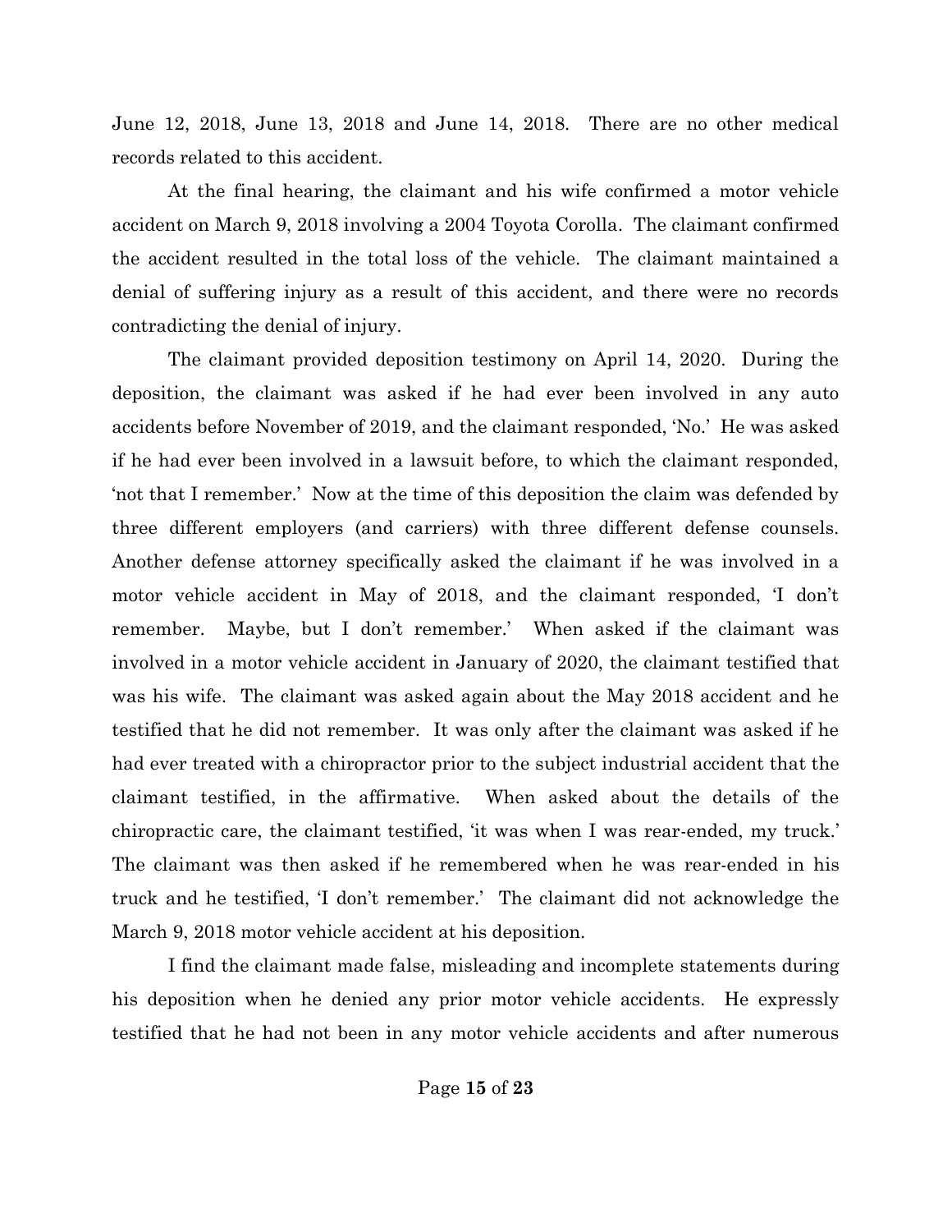June 12, 2018, June 13, 2018 and June 14, 2018. There are no other medical records related to this accident.

At the final hearing, the claimant and his wife confirmed a motor vehicle accident on March 9, 2018 involving a 2004 Toyota Corolla. The claimant confirmed the accident resulted in the total loss of the vehicle. The claimant maintained a denial of suffering injury as a result of this accident, and there were no records contradicting the denial of injury.

The claimant provided deposition testimony on April 14, 2020. During the deposition, the claimant was asked if he had ever been involved in any auto accidents before November of 2019, and the claimant responded, 'No.' He was asked if he had ever been involved in a lawsuit before, to which the claimant responded, 'not that I remember.' Now at the time of this deposition the claim was defended by three different employers (and carriers) with three different defense counsels. Another defense attorney specifically asked the claimant if he was involved in a motor vehicle accident in May of 2018, and the claimant responded, 'I don't remember. Maybe, but I don't remember.' When asked if the claimant was involved in a motor vehicle accident in January of 2020, the claimant testified that was his wife. The claimant was asked again about the May 2018 accident and he testified that he did not remember. It was only after the claimant was asked if he had ever treated with a chiropractor prior to the subject industrial accident that the claimant testified, in the affirmative. When asked about the details of the chiropractic care, the claimant testified, 'it was when I was rear-ended, my truck.' The claimant was then asked if he remembered when he was rear-ended in his truck and he testified, 'I don't remember.' The claimant did not acknowledge the March 9, 2018 motor vehicle accident at his deposition.

I find the claimant made false, misleading and incomplete statements during his deposition when he denied any prior motor vehicle accidents. He expressly testified that he had not been in any motor vehicle accidents and after numerous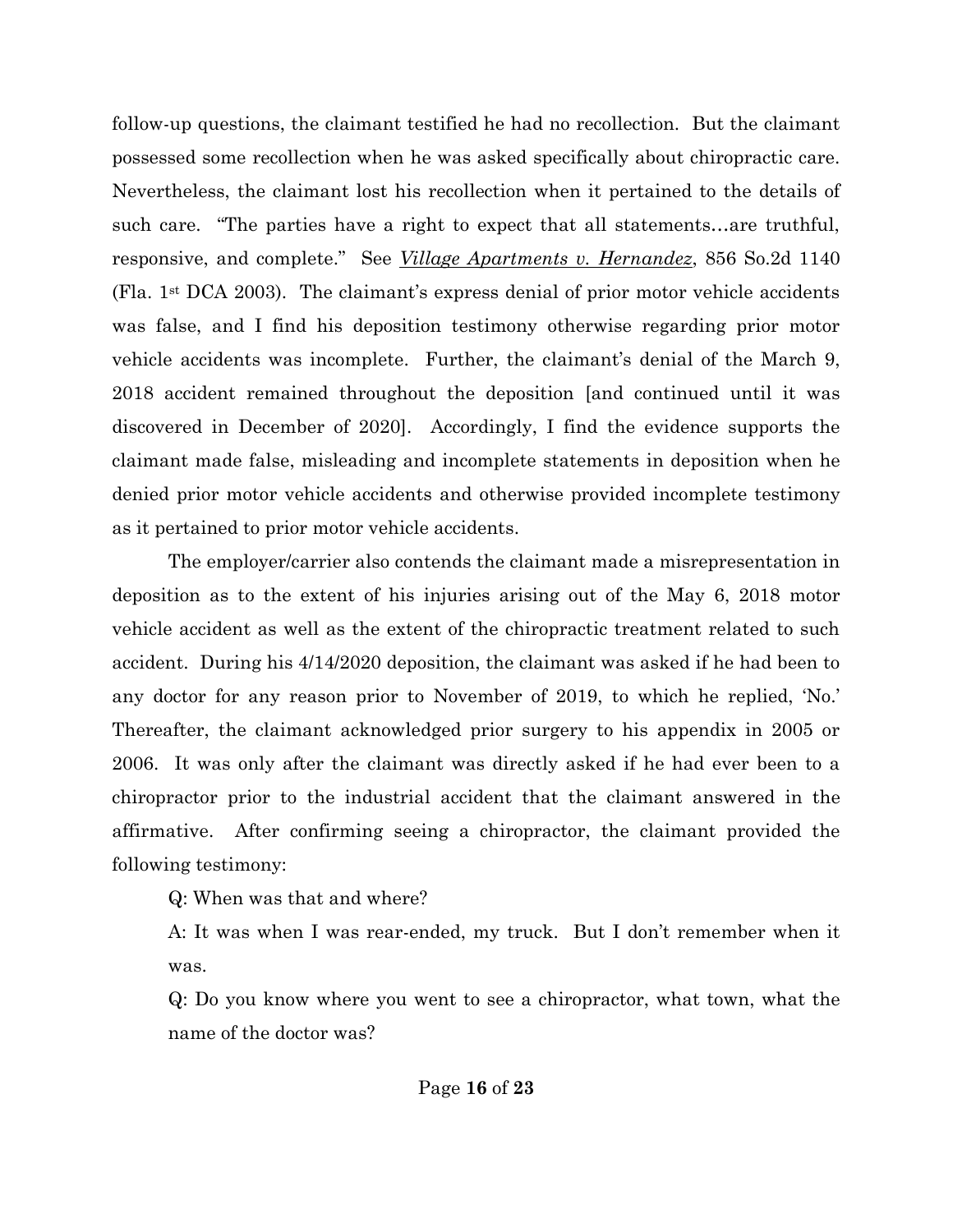follow-up questions, the claimant testified he had no recollection. But the claimant possessed some recollection when he was asked specifically about chiropractic care. Nevertheless, the claimant lost his recollection when it pertained to the details of such care. "The parties have a right to expect that all statements…are truthful, responsive, and complete." See *Village Apartments v. Hernandez*, 856 So.2d 1140 (Fla. 1st DCA 2003). The claimant's express denial of prior motor vehicle accidents was false, and I find his deposition testimony otherwise regarding prior motor vehicle accidents was incomplete. Further, the claimant's denial of the March 9, 2018 accident remained throughout the deposition [and continued until it was discovered in December of 2020]. Accordingly, I find the evidence supports the claimant made false, misleading and incomplete statements in deposition when he denied prior motor vehicle accidents and otherwise provided incomplete testimony as it pertained to prior motor vehicle accidents.

The employer/carrier also contends the claimant made a misrepresentation in deposition as to the extent of his injuries arising out of the May 6, 2018 motor vehicle accident as well as the extent of the chiropractic treatment related to such accident. During his 4/14/2020 deposition, the claimant was asked if he had been to any doctor for any reason prior to November of 2019, to which he replied, 'No.' Thereafter, the claimant acknowledged prior surgery to his appendix in 2005 or 2006. It was only after the claimant was directly asked if he had ever been to a chiropractor prior to the industrial accident that the claimant answered in the affirmative. After confirming seeing a chiropractor, the claimant provided the following testimony:

Q: When was that and where?

A: It was when I was rear-ended, my truck. But I don't remember when it was.

Q: Do you know where you went to see a chiropractor, what town, what the name of the doctor was?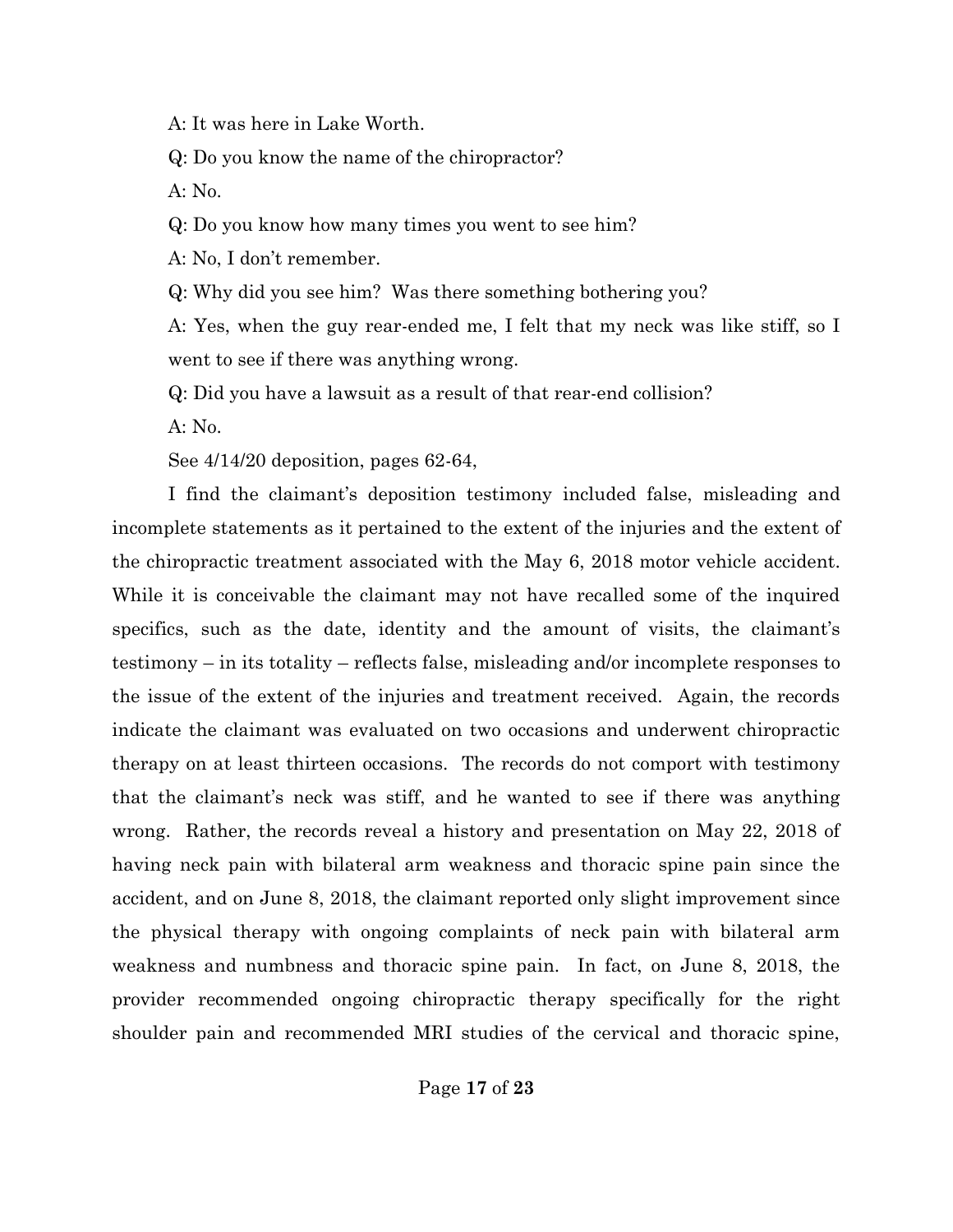A: It was here in Lake Worth.

Q: Do you know the name of the chiropractor?

A: No.

Q: Do you know how many times you went to see him?

A: No, I don't remember.

Q: Why did you see him? Was there something bothering you?

A: Yes, when the guy rear-ended me, I felt that my neck was like stiff, so I went to see if there was anything wrong.

Q: Did you have a lawsuit as a result of that rear-end collision?

A: No.

See 4/14/20 deposition, pages 62-64,

I find the claimant's deposition testimony included false, misleading and incomplete statements as it pertained to the extent of the injuries and the extent of the chiropractic treatment associated with the May 6, 2018 motor vehicle accident. While it is conceivable the claimant may not have recalled some of the inquired specifics, such as the date, identity and the amount of visits, the claimant's testimony – in its totality – reflects false, misleading and/or incomplete responses to the issue of the extent of the injuries and treatment received. Again, the records indicate the claimant was evaluated on two occasions and underwent chiropractic therapy on at least thirteen occasions. The records do not comport with testimony that the claimant's neck was stiff, and he wanted to see if there was anything wrong. Rather, the records reveal a history and presentation on May 22, 2018 of having neck pain with bilateral arm weakness and thoracic spine pain since the accident, and on June 8, 2018, the claimant reported only slight improvement since the physical therapy with ongoing complaints of neck pain with bilateral arm weakness and numbness and thoracic spine pain. In fact, on June 8, 2018, the provider recommended ongoing chiropractic therapy specifically for the right shoulder pain and recommended MRI studies of the cervical and thoracic spine,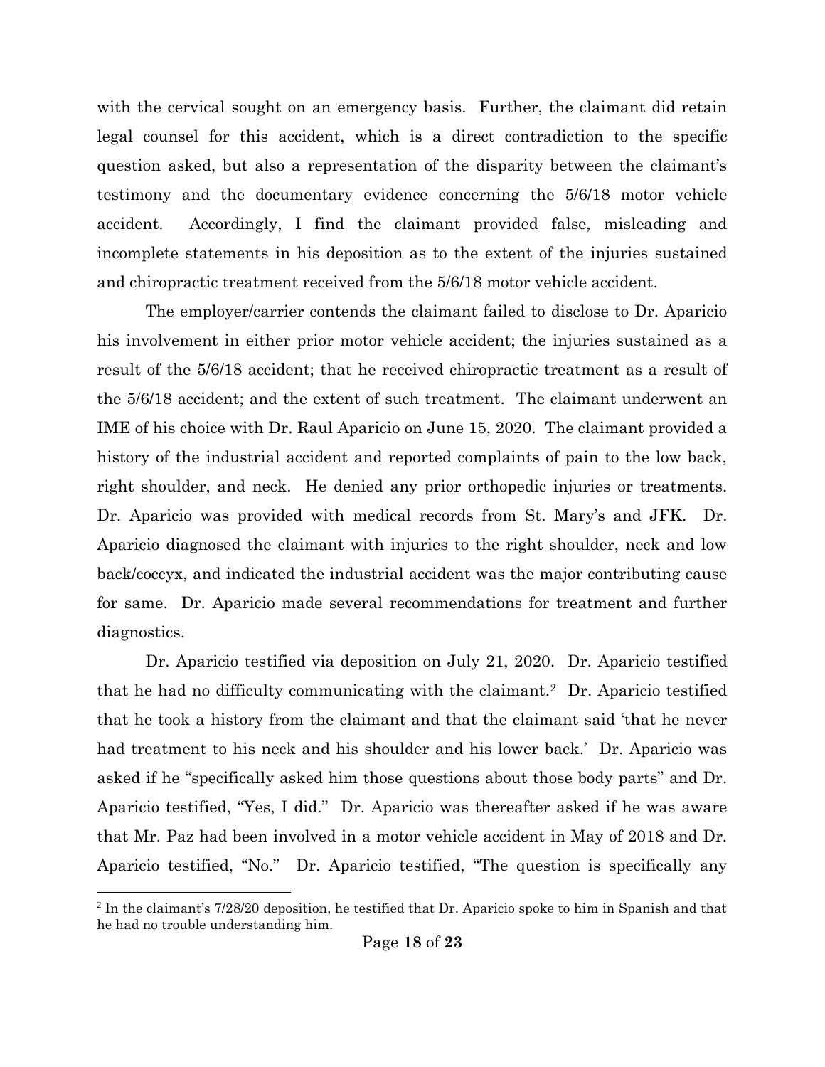with the cervical sought on an emergency basis. Further, the claimant did retain legal counsel for this accident, which is a direct contradiction to the specific question asked, but also a representation of the disparity between the claimant's testimony and the documentary evidence concerning the 5/6/18 motor vehicle accident. Accordingly, I find the claimant provided false, misleading and incomplete statements in his deposition as to the extent of the injuries sustained and chiropractic treatment received from the 5/6/18 motor vehicle accident.

The employer/carrier contends the claimant failed to disclose to Dr. Aparicio his involvement in either prior motor vehicle accident; the injuries sustained as a result of the 5/6/18 accident; that he received chiropractic treatment as a result of the 5/6/18 accident; and the extent of such treatment. The claimant underwent an IME of his choice with Dr. Raul Aparicio on June 15, 2020. The claimant provided a history of the industrial accident and reported complaints of pain to the low back, right shoulder, and neck. He denied any prior orthopedic injuries or treatments. Dr. Aparicio was provided with medical records from St. Mary's and JFK. Dr. Aparicio diagnosed the claimant with injuries to the right shoulder, neck and low back/coccyx, and indicated the industrial accident was the major contributing cause for same. Dr. Aparicio made several recommendations for treatment and further diagnostics.

Dr. Aparicio testified via deposition on July 21, 2020. Dr. Aparicio testified that he had no difficulty communicating with the claimant.[2] Dr. Aparicio testified that he took a history from the claimant and that the claimant said 'that he never had treatment to his neck and his shoulder and his lower back.' Dr. Aparicio was asked if he "specifically asked him those questions about those body parts" and Dr. Aparicio testified, "Yes, I did." Dr. Aparicio was thereafter asked if he was aware that Mr. Paz had been involved in a motor vehicle accident in May of 2018 and Dr. Aparicio testified, "No." Dr. Aparicio testified, "The question is specifically any

[2] In the claimant's 7/28/20 deposition, he testified that Dr. Aparicio spoke to him in Spanish and that he had no trouble understanding him.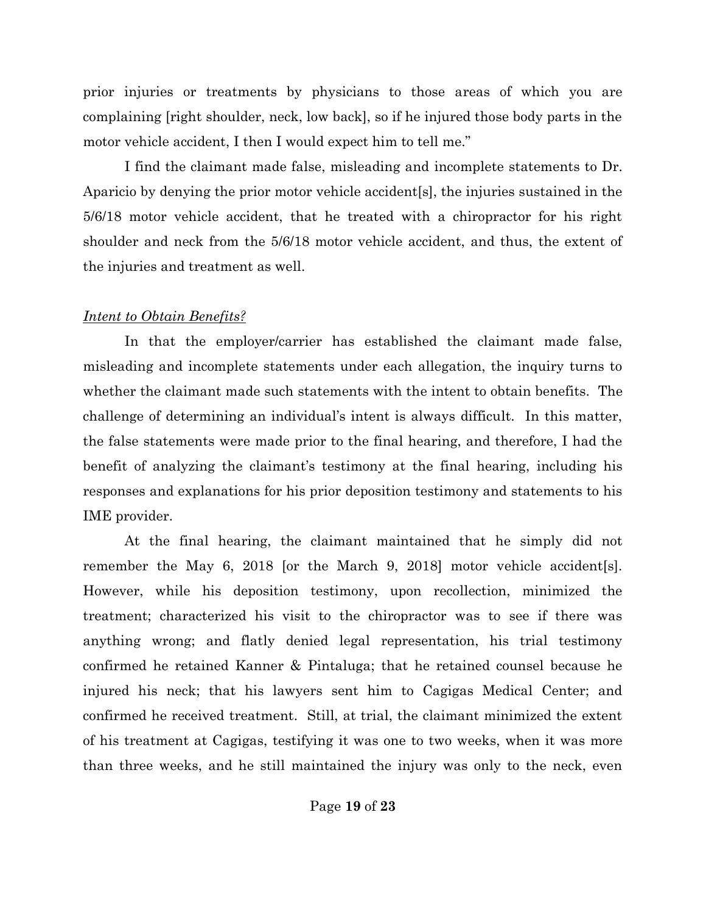prior injuries or treatments by physicians to those areas of which you are complaining [right shoulder, neck, low back], so if he injured those body parts in the motor vehicle accident, I then I would expect him to tell me."

I find the claimant made false, misleading and incomplete statements to Dr. Aparicio by denying the prior motor vehicle accident[s], the injuries sustained in the 5/6/18 motor vehicle accident, that he treated with a chiropractor for his right shoulder and neck from the 5/6/18 motor vehicle accident, and thus, the extent of the injuries and treatment as well.

*Intent to Obtain Benefits?*

In that the employer/carrier has established the claimant made false, misleading and incomplete statements under each allegation, the inquiry turns to whether the claimant made such statements with the intent to obtain benefits. The challenge of determining an individual's intent is always difficult. In this matter, the false statements were made prior to the final hearing, and therefore, I had the benefit of analyzing the claimant's testimony at the final hearing, including his responses and explanations for his prior deposition testimony and statements to his IME provider.

At the final hearing, the claimant maintained that he simply did not remember the May 6, 2018 [or the March 9, 2018] motor vehicle accident[s]. However, while his deposition testimony, upon recollection, minimized the treatment; characterized his visit to the chiropractor was to see if there was anything wrong; and flatly denied legal representation, his trial testimony confirmed he retained Kanner & Pintaluga; that he retained counsel because he injured his neck; that his lawyers sent him to Cagigas Medical Center; and confirmed he received treatment. Still, at trial, the claimant minimized the extent of his treatment at Cagigas, testifying it was one to two weeks, when it was more than three weeks, and he still maintained the injury was only to the neck, even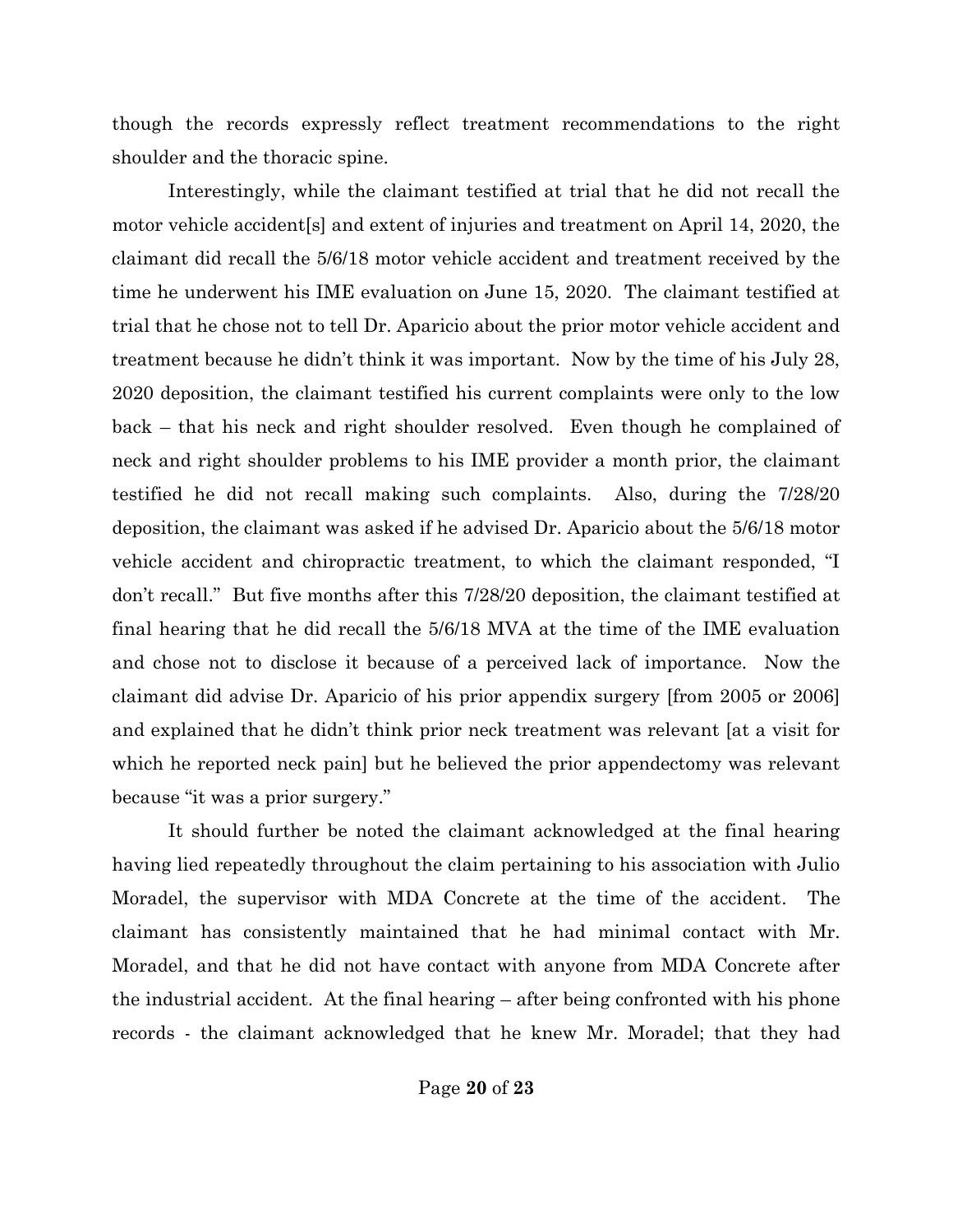though the records expressly reflect treatment recommendations to the right shoulder and the thoracic spine.

Interestingly, while the claimant testified at trial that he did not recall the motor vehicle accident[s] and extent of injuries and treatment on April 14, 2020, the claimant did recall the 5/6/18 motor vehicle accident and treatment received by the time he underwent his IME evaluation on June 15, 2020. The claimant testified at trial that he chose not to tell Dr. Aparicio about the prior motor vehicle accident and treatment because he didn't think it was important. Now by the time of his July 28, 2020 deposition, the claimant testified his current complaints were only to the low back – that his neck and right shoulder resolved. Even though he complained of neck and right shoulder problems to his IME provider a month prior, the claimant testified he did not recall making such complaints. Also, during the 7/28/20 deposition, the claimant was asked if he advised Dr. Aparicio about the 5/6/18 motor vehicle accident and chiropractic treatment, to which the claimant responded, "I don't recall." But five months after this 7/28/20 deposition, the claimant testified at final hearing that he did recall the 5/6/18 MVA at the time of the IME evaluation and chose not to disclose it because of a perceived lack of importance. Now the claimant did advise Dr. Aparicio of his prior appendix surgery [from 2005 or 2006] and explained that he didn't think prior neck treatment was relevant [at a visit for which he reported neck pain] but he believed the prior appendectomy was relevant because "it was a prior surgery."

It should further be noted the claimant acknowledged at the final hearing having lied repeatedly throughout the claim pertaining to his association with Julio Moradel, the supervisor with MDA Concrete at the time of the accident. The claimant has consistently maintained that he had minimal contact with Mr. Moradel, and that he did not have contact with anyone from MDA Concrete after the industrial accident. At the final hearing – after being confronted with his phone records - the claimant acknowledged that he knew Mr. Moradel; that they had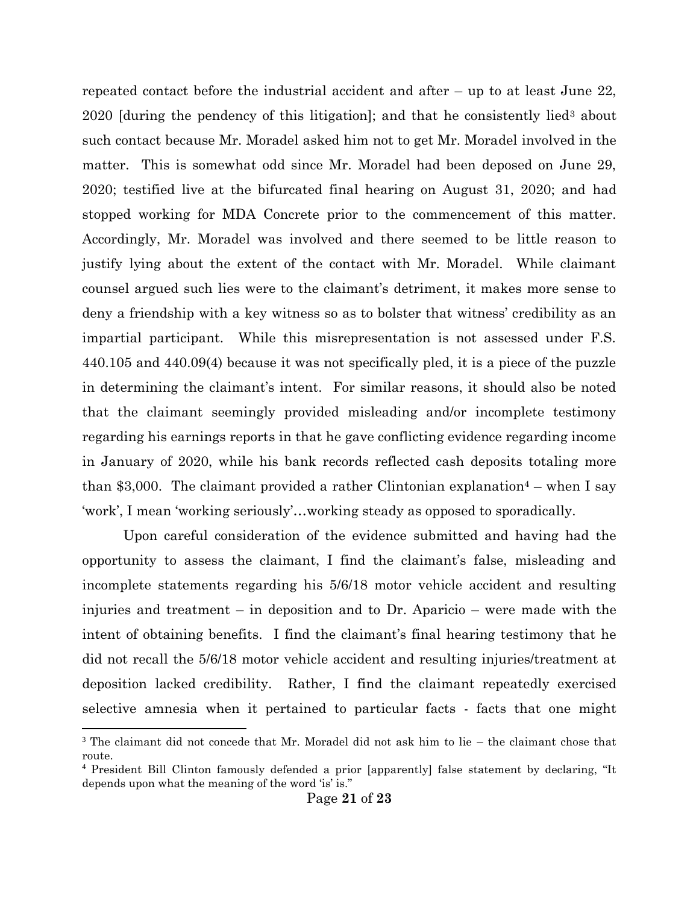repeated contact before the industrial accident and after – up to at least June 22, 2020 [during the pendency of this litigation]; and that he consistently lied[3] about such contact because Mr. Moradel asked him not to get Mr. Moradel involved in the matter. This is somewhat odd since Mr. Moradel had been deposed on June 29, 2020; testified live at the bifurcated final hearing on August 31, 2020; and had stopped working for MDA Concrete prior to the commencement of this matter. Accordingly, Mr. Moradel was involved and there seemed to be little reason to justify lying about the extent of the contact with Mr. Moradel. While claimant counsel argued such lies were to the claimant's detriment, it makes more sense to deny a friendship with a key witness so as to bolster that witness' credibility as an impartial participant. While this misrepresentation is not assessed under F.S. 440.105 and 440.09(4) because it was not specifically pled, it is a piece of the puzzle in determining the claimant's intent. For similar reasons, it should also be noted that the claimant seemingly provided misleading and/or incomplete testimony regarding his earnings reports in that he gave conflicting evidence regarding income in January of 2020, while his bank records reflected cash deposits totaling more than $3,000. The claimant provided a rather Clintonian explanation[4] – when I say 'work', I mean 'working seriously'…working steady as opposed to sporadically.

Upon careful consideration of the evidence submitted and having had the opportunity to assess the claimant, I find the claimant's false, misleading and incomplete statements regarding his 5/6/18 motor vehicle accident and resulting injuries and treatment – in deposition and to Dr. Aparicio – were made with the intent of obtaining benefits. I find the claimant's final hearing testimony that he did not recall the 5/6/18 motor vehicle accident and resulting injuries/treatment at deposition lacked credibility. Rather, I find the claimant repeatedly exercised selective amnesia when it pertained to particular facts - facts that one might

---

[3] The claimant did not concede that Mr. Moradel did not ask him to lie – the claimant chose that route.

[4] President Bill Clinton famously defended a prior [apparently] false statement by declaring, "It depends upon what the meaning of the word 'is' is."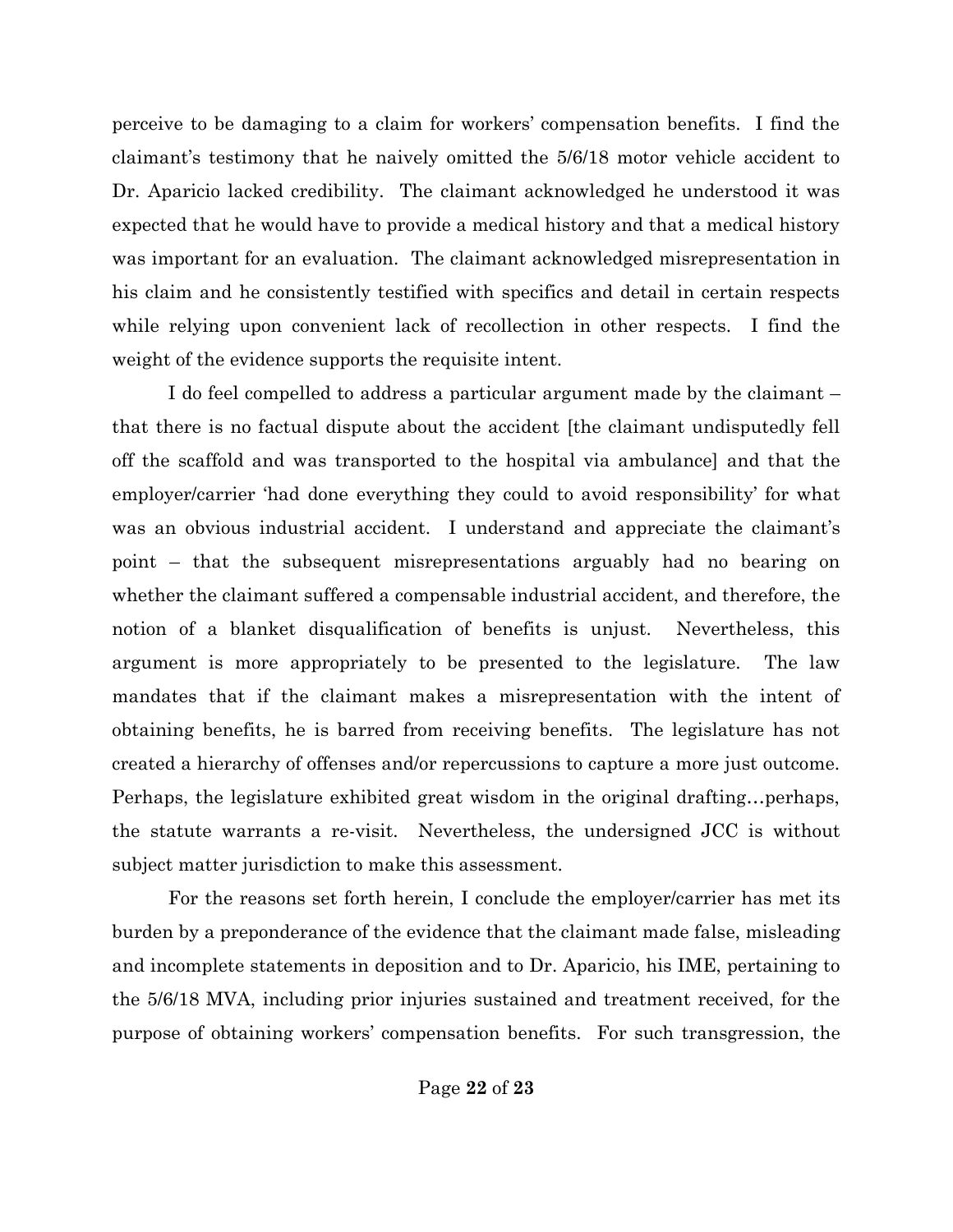perceive to be damaging to a claim for workers' compensation benefits. I find the claimant's testimony that he naively omitted the 5/6/18 motor vehicle accident to Dr. Aparicio lacked credibility. The claimant acknowledged he understood it was expected that he would have to provide a medical history and that a medical history was important for an evaluation. The claimant acknowledged misrepresentation in his claim and he consistently testified with specifics and detail in certain respects while relying upon convenient lack of recollection in other respects. I find the weight of the evidence supports the requisite intent.

I do feel compelled to address a particular argument made by the claimant – that there is no factual dispute about the accident [the claimant undisputedly fell off the scaffold and was transported to the hospital via ambulance] and that the employer/carrier 'had done everything they could to avoid responsibility' for what was an obvious industrial accident. I understand and appreciate the claimant's point – that the subsequent misrepresentations arguably had no bearing on whether the claimant suffered a compensable industrial accident, and therefore, the notion of a blanket disqualification of benefits is unjust. Nevertheless, this argument is more appropriately to be presented to the legislature. The law mandates that if the claimant makes a misrepresentation with the intent of obtaining benefits, he is barred from receiving benefits. The legislature has not created a hierarchy of offenses and/or repercussions to capture a more just outcome. Perhaps, the legislature exhibited great wisdom in the original drafting…perhaps, the statute warrants a re-visit. Nevertheless, the undersigned JCC is without subject matter jurisdiction to make this assessment.

For the reasons set forth herein, I conclude the employer/carrier has met its burden by a preponderance of the evidence that the claimant made false, misleading and incomplete statements in deposition and to Dr. Aparicio, his IME, pertaining to the 5/6/18 MVA, including prior injuries sustained and treatment received, for the purpose of obtaining workers' compensation benefits. For such transgression, the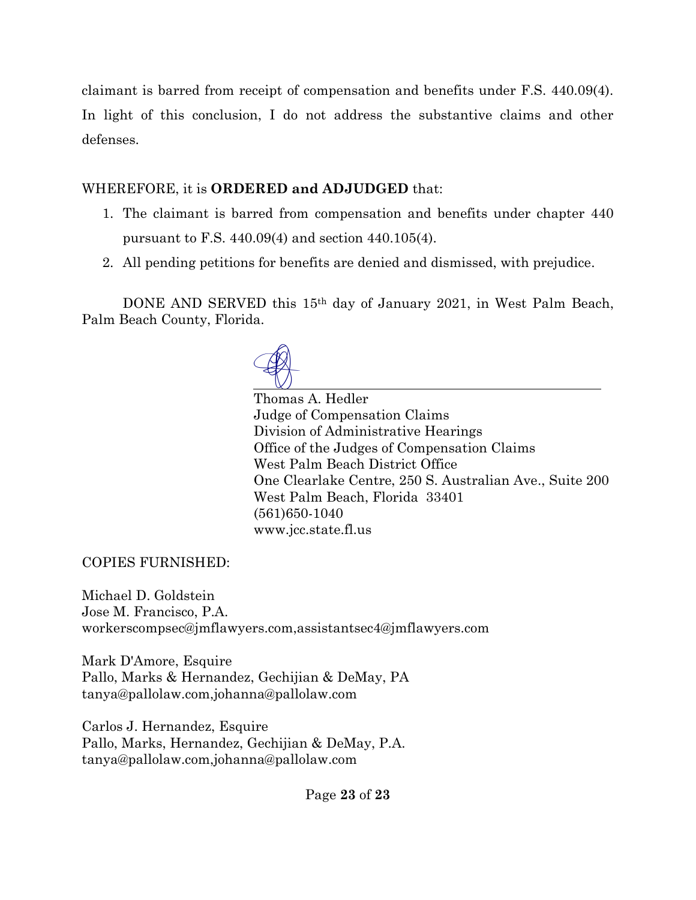claimant is barred from receipt of compensation and benefits under F.S. 440.09(4). In light of this conclusion, I do not address the substantive claims and other defenses.

WHEREFORE, it is **ORDERED and ADJUDGED** that:

1. The claimant is barred from compensation and benefits under chapter 440 pursuant to F.S. 440.09(4) and section 440.105(4).
2. All pending petitions for benefits are denied and dismissed, with prejudice.

DONE AND SERVED this 15th day of January 2021, in West Palm Beach, Palm Beach County, Florida.

Thomas A. Hedler
Judge of Compensation Claims
Division of Administrative Hearings
Office of the Judges of Compensation Claims
West Palm Beach District Office
One Clearlake Centre, 250 S. Australian Ave., Suite 200
West Palm Beach, Florida 33401
(561)650-1040
www.jcc.state.fl.us

COPIES FURNISHED:

Michael D. Goldstein
Jose M. Francisco, P.A.
workerscompsec@jmflawyers.com,assistantsec4@jmflawyers.com

Mark D'Amore, Esquire
Pallo, Marks & Hernandez, Gechijian & DeMay, PA
tanya@pallolaw.com,johanna@pallolaw.com

Carlos J. Hernandez, Esquire
Pallo, Marks, Hernandez, Gechijian & DeMay, P.A.
tanya@pallolaw.com,johanna@pallolaw.com